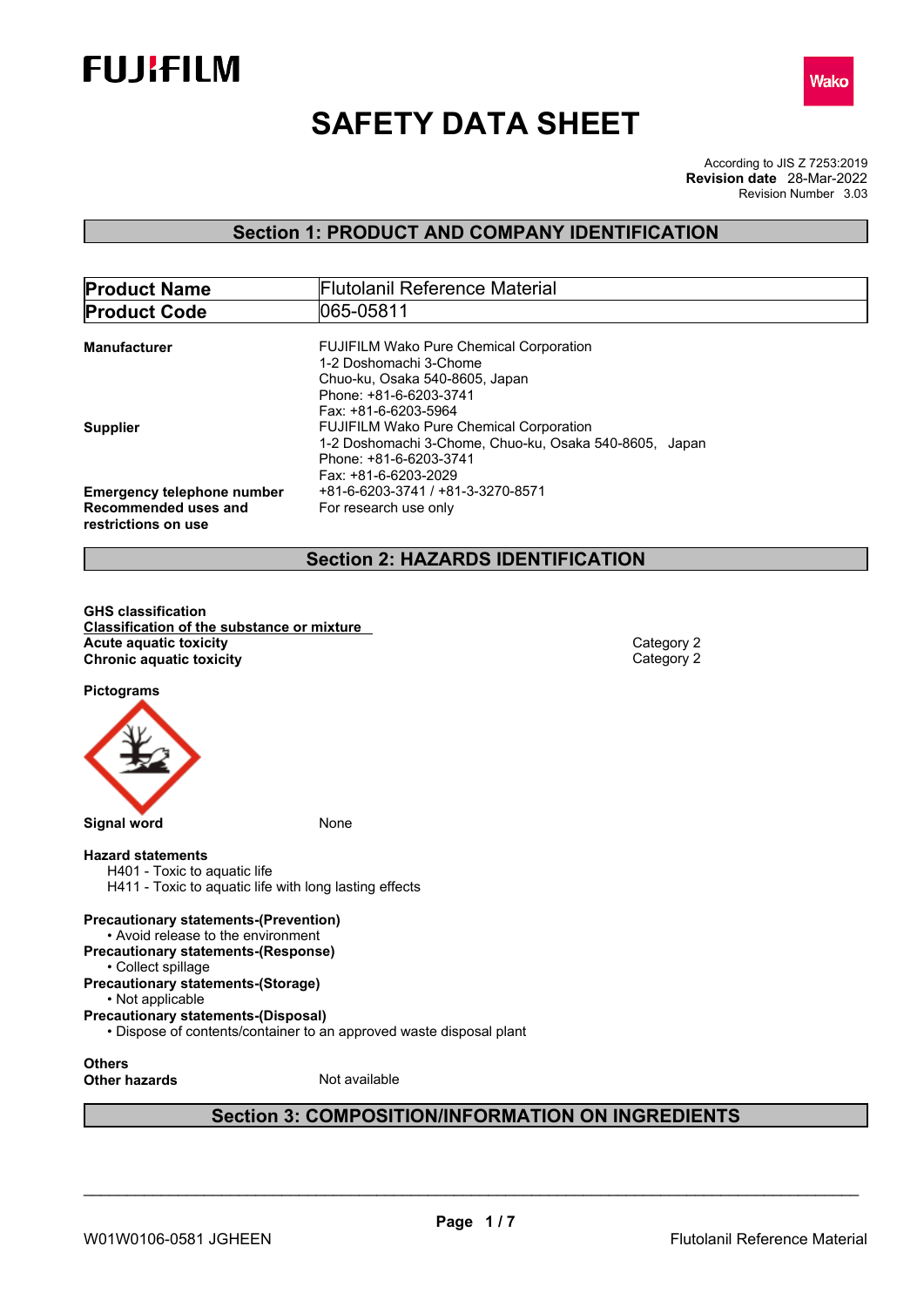# SAFETY DATA SHEET

According to JIS Z 7253:2019
**Revision date** 28-Mar-2022
Revision Number 3.03

## Section 1: PRODUCT AND COMPANY IDENTIFICATION

| **Product Name** | Flutolanil Reference Material |
|---|---|
| **Product Code** | 065-05811 |

**Manufacturer**
FUJIFILM Wako Pure Chemical Corporation
1-2 Doshomachi 3-Chome
Chuo-ku, Osaka 540-8605, Japan
Phone: +81-6-6203-3741
Fax: +81-6-6203-5964

**Supplier**
FUJIFILM Wako Pure Chemical Corporation
1-2 Doshomachi 3-Chome, Chuo-ku, Osaka 540-8605, Japan
Phone: +81-6-6203-3741
Fax: +81-6-6203-2029

**Emergency telephone number** +81-6-6203-3741 / +81-3-3270-8571

**Recommended uses and restrictions on use** For research use only

## Section 2: HAZARDS IDENTIFICATION

**GHS classification**

**Classification of the substance or mixture**

| | |
|---|---|
| **Acute aquatic toxicity** | Category 2 |
| **Chronic aquatic toxicity** | Category 2 |

**Pictograms**

**Signal word** None

**Hazard statements**
- H401 - Toxic to aquatic life
- H411 - Toxic to aquatic life with long lasting effects

**Precautionary statements-(Prevention)**
- Avoid release to the environment

**Precautionary statements-(Response)**
- Collect spillage

**Precautionary statements-(Storage)**
- Not applicable

**Precautionary statements-(Disposal)**
- Dispose of contents/container to an approved waste disposal plant

**Others**
**Other hazards** Not available

## Section 3: COMPOSITION/INFORMATION ON INGREDIENTS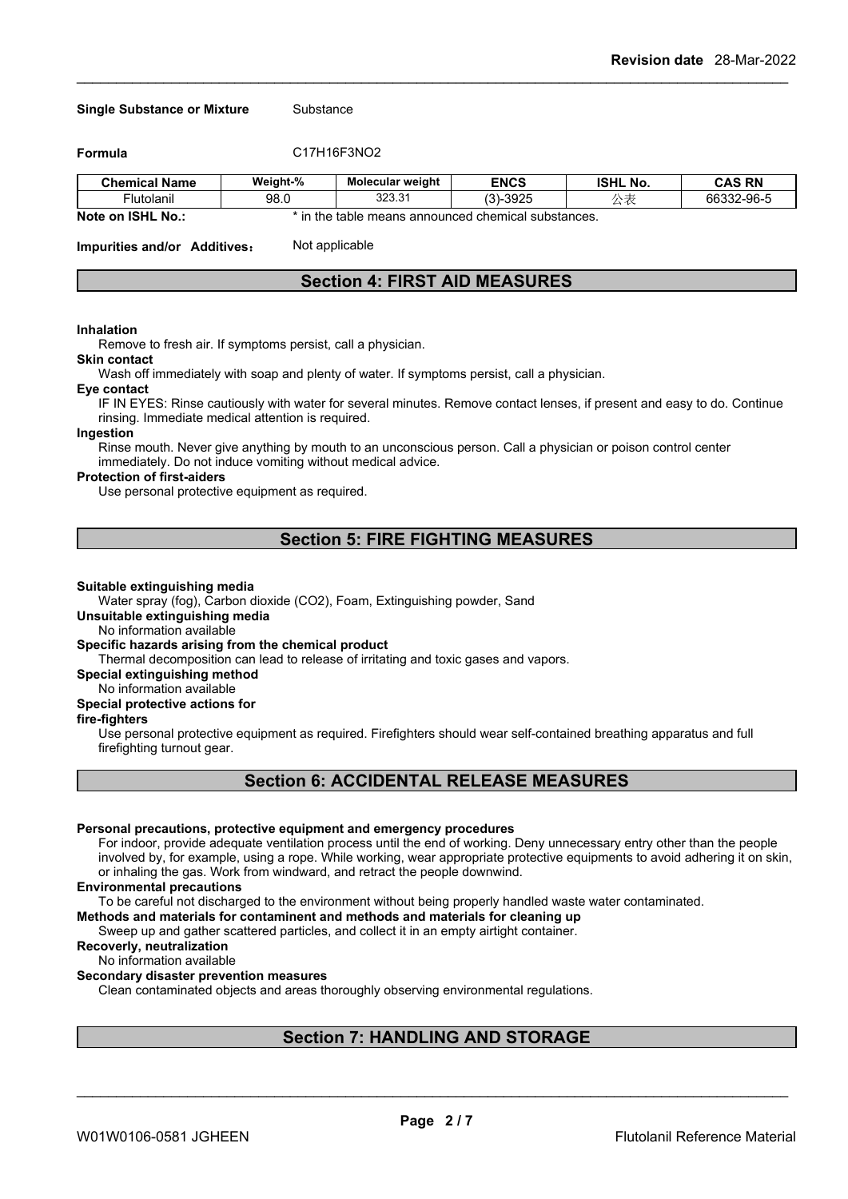**Single Substance or Mixture** Substance

**Formula** C17H16F3NO2

| Chemical Name | Weight-% | Molecular weight | ENCS | ISHL No. | CAS RN |
|---|---|---|---|---|---|
| Flutolanil | 98.0 | 323.31 | (3)-3925 | 公表 | 66332-96-5 |

**Note on ISHL No.:** * in the table means announced chemical substances.

**Impurities and/or Additives**： Not applicable

## Section 4: FIRST AID MEASURES

**Inhalation**

Remove to fresh air. If symptoms persist, call a physician.

**Skin contact**

Wash off immediately with soap and plenty of water. If symptoms persist, call a physician.

**Eye contact**

IF IN EYES: Rinse cautiously with water for several minutes. Remove contact lenses, if present and easy to do. Continue rinsing. Immediate medical attention is required.

**Ingestion**

Rinse mouth. Never give anything by mouth to an unconscious person. Call a physician or poison control center immediately. Do not induce vomiting without medical advice.

**Protection of first-aiders**

Use personal protective equipment as required.

## Section 5: FIRE FIGHTING MEASURES

**Suitable extinguishing media**

Water spray (fog), Carbon dioxide (CO2), Foam, Extinguishing powder, Sand

**Unsuitable extinguishing media**

No information available

**Specific hazards arising from the chemical product**

Thermal decomposition can lead to release of irritating and toxic gases and vapors.

**Special extinguishing method**

No information available

**Special protective actions for fire-fighters**

Use personal protective equipment as required. Firefighters should wear self-contained breathing apparatus and full firefighting turnout gear.

## Section 6: ACCIDENTAL RELEASE MEASURES

**Personal precautions, protective equipment and emergency procedures**

For indoor, provide adequate ventilation process until the end of working. Deny unnecessary entry other than the people involved by, for example, using a rope. While working, wear appropriate protective equipments to avoid adhering it on skin, or inhaling the gas. Work from windward, and retract the people downwind.

**Environmental precautions**

To be careful not discharged to the environment without being properly handled waste water contaminated.

**Methods and materials for contaminent and methods and materials for cleaning up**

Sweep up and gather scattered particles, and collect it in an empty airtight container.

**Recoverly, neutralization**

No information available

**Secondary disaster prevention measures**

Clean contaminated objects and areas thoroughly observing environmental regulations.

## Section 7: HANDLING AND STORAGE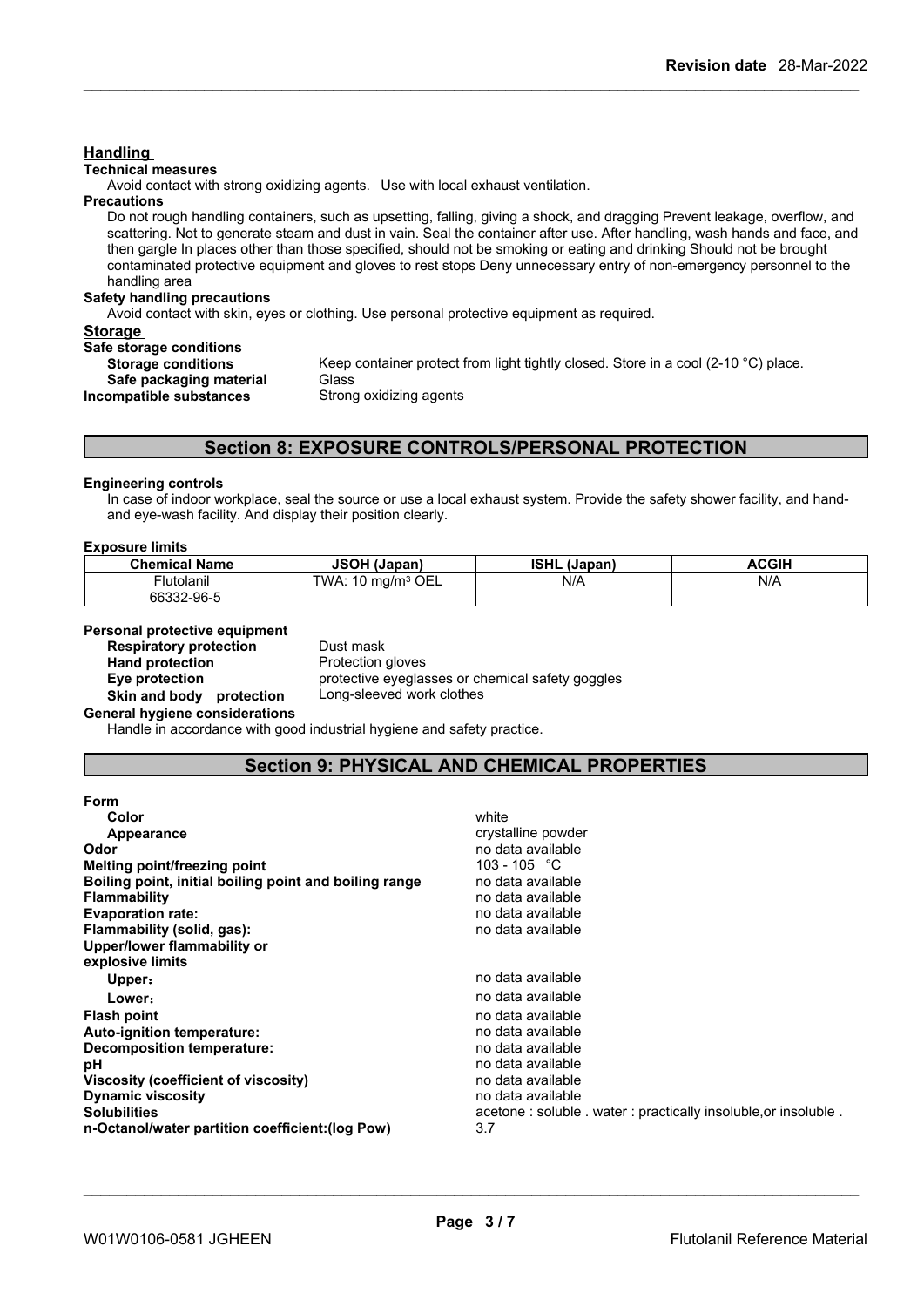## Handling

**Technical measures**

Avoid contact with strong oxidizing agents. Use with local exhaust ventilation.

**Precautions**

Do not rough handling containers, such as upsetting, falling, giving a shock, and dragging Prevent leakage, overflow, and scattering. Not to generate steam and dust in vain. Seal the container after use. After handling, wash hands and face, and then gargle In places other than those specified, should not be smoking or eating and drinking Should not be brought contaminated protective equipment and gloves to rest stops Deny unnecessary entry of non-emergency personnel to the handling area

**Safety handling precautions**

Avoid contact with skin, eyes or clothing. Use personal protective equipment as required.

## Storage

**Safe storage conditions**

**Storage conditions** Keep container protect from light tightly closed. Store in a cool (2-10 °C) place.

**Safe packaging material** Glass

**Incompatible substances** Strong oxidizing agents

## Section 8: EXPOSURE CONTROLS/PERSONAL PROTECTION

**Engineering controls**

In case of indoor workplace, seal the source or use a local exhaust system. Provide the safety shower facility, and hand- and eye-wash facility. And display their position clearly.

**Exposure limits**

| Chemical Name | JSOH (Japan) | ISHL (Japan) | ACGIH |
|---|---|---|---|
| Flutolanil 66332-96-5 | TWA: 10 mg/m³ OEL | N/A | N/A |

**Personal protective equipment**

**Respiratory protection** Dust mask

**Hand protection** Protection gloves

**Eye protection** protective eyeglasses or chemical safety goggles

**Skin and body protection** Long-sleeved work clothes

**General hygiene considerations**

Handle in accordance with good industrial hygiene and safety practice.

## Section 9: PHYSICAL AND CHEMICAL PROPERTIES

**Form**

| | |
|---|---|
| **Color** | white |
| **Appearance** | crystalline powder |
| **Odor** | no data available |
| **Melting point/freezing point** | 103 - 105 °C |
| **Boiling point, initial boiling point and boiling range** | no data available |
| **Flammability** | no data available |
| **Evaporation rate:** | no data available |
| **Flammability (solid, gas):** | no data available |
| **Upper/lower flammability or explosive limits** | |
| **Upper:** | no data available |
| **Lower:** | no data available |
| **Flash point** | no data available |
| **Auto-ignition temperature:** | no data available |
| **Decomposition temperature:** | no data available |
| **pH** | no data available |
| **Viscosity (coefficient of viscosity)** | no data available |
| **Dynamic viscosity** | no data available |
| **Solubilities** | acetone : soluble . water : practically insoluble,or insoluble . |
| **n-Octanol/water partition coefficient:(log Pow)** | 3.7 |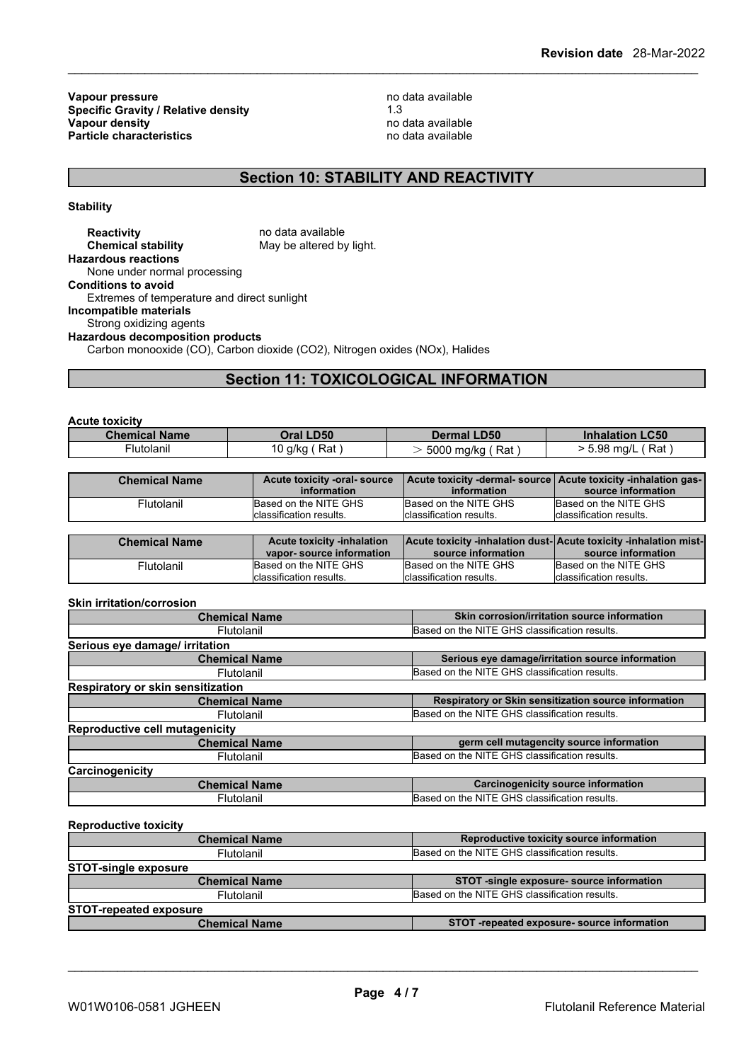| | |
|---|---|
| **Vapour pressure** | no data available |
| **Specific Gravity / Relative density** | 1.3 |
| **Vapour density** | no data available |
| **Particle characteristics** | no data available |

## Section 10: STABILITY AND REACTIVITY

**Stability**

**Reactivity** no data available
**Chemical stability** May be altered by light.

**Hazardous reactions**
None under normal processing

**Conditions to avoid**
Extremes of temperature and direct sunlight

**Incompatible materials**
Strong oxidizing agents

**Hazardous decomposition products**
Carbon monooxide (CO), Carbon dioxide ($CO_2$), Nitrogen oxides (NOx), Halides

## Section 11: TOXICOLOGICAL INFORMATION

**Acute toxicity**

| Chemical Name | Oral LD50 | Dermal LD50 | Inhalation LC50 |
|---|---|---|---|
| Flutolanil | 10 g/kg ( Rat ) | > 5000 mg/kg ( Rat ) | > 5.98 mg/L ( Rat ) |

| Chemical Name | Acute toxicity -oral- source information | Acute toxicity -dermal- source information | Acute toxicity -inhalation gas- source information |
|---|---|---|---|
| Flutolanil | Based on the NITE GHS classification results. | Based on the NITE GHS classification results. | Based on the NITE GHS classification results. |

| Chemical Name | Acute toxicity -inhalation vapor- source information | Acute toxicity -inhalation dust- source information | Acute toxicity -inhalation mist- source information |
|---|---|---|---|
| Flutolanil | Based on the NITE GHS classification results. | Based on the NITE GHS classification results. | Based on the NITE GHS classification results. |

**Skin irritation/corrosion**

| Chemical Name | Skin corrosion/irritation source information |
|---|---|
| Flutolanil | Based on the NITE GHS classification results. |

**Serious eye damage/ irritation**

| Chemical Name | Serious eye damage/irritation source information |
|---|---|
| Flutolanil | Based on the NITE GHS classification results. |

**Respiratory or skin sensitization**

| Chemical Name | Respiratory or Skin sensitization source information |
|---|---|
| Flutolanil | Based on the NITE GHS classification results. |

**Reproductive cell mutagenicity**

| Chemical Name | germ cell mutagencity source information |
|---|---|
| Flutolanil | Based on the NITE GHS classification results. |

**Carcinogenicity**

| Chemical Name | Carcinogenicity source information |
|---|---|
| Flutolanil | Based on the NITE GHS classification results. |

**Reproductive toxicity**

| Chemical Name | Reproductive toxicity source information |
|---|---|
| Flutolanil | Based on the NITE GHS classification results. |

**STOT-single exposure**

| Chemical Name | STOT -single exposure- source information |
|---|---|
| Flutolanil | Based on the NITE GHS classification results. |

**STOT-repeated exposure**

| Chemical Name | STOT -repeated exposure- source information |
|---|---|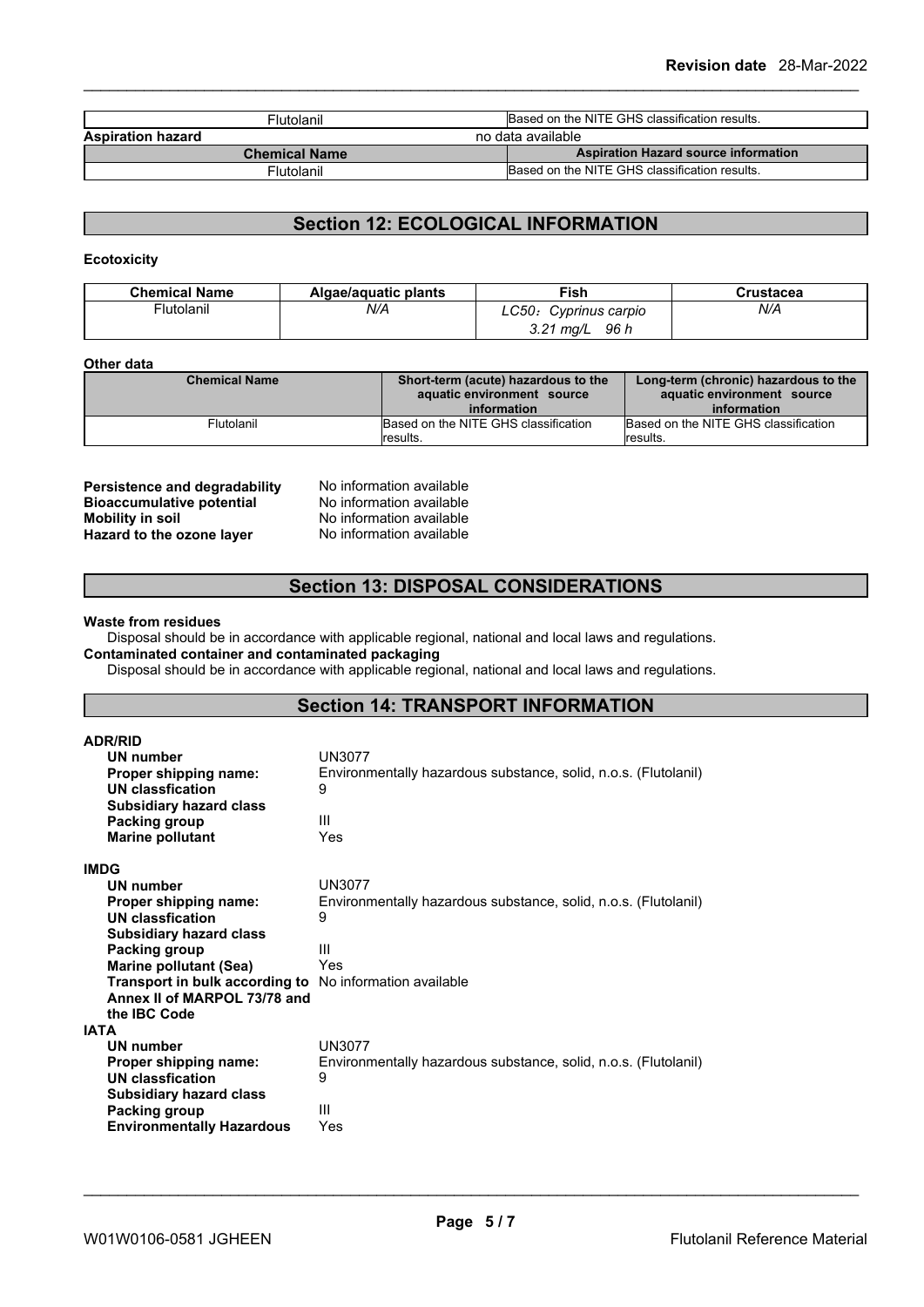| Flutolanil | Based on the NITE GHS classification results. |
|---|---|

**Aspiration hazard** no data available

| Chemical Name | Aspiration Hazard source information |
|---|---|
| Flutolanil | Based on the NITE GHS classification results. |

## Section 12: ECOLOGICAL INFORMATION

**Ecotoxicity**

| Chemical Name | Algae/aquatic plants | Fish | Crustacea |
|---|---|---|---|
| Flutolanil | *N/A* | *LC50：Cyprinus carpio 3.21 mg/L 96 h* | *N/A* |

**Other data**

| Chemical Name | Short-term (acute) hazardous to the aquatic environment source information | Long-term (chronic) hazardous to the aquatic environment source information |
|---|---|---|
| Flutolanil | Based on the NITE GHS classification results. | Based on the NITE GHS classification results. |

**Persistence and degradability** No information available
**Bioaccumulative potential** No information available
**Mobility in soil** No information available
**Hazard to the ozone layer** No information available

## Section 13: DISPOSAL CONSIDERATIONS

**Waste from residues**
Disposal should be in accordance with applicable regional, national and local laws and regulations.
**Contaminated container and contaminated packaging**
Disposal should be in accordance with applicable regional, national and local laws and regulations.

## Section 14: TRANSPORT INFORMATION

**ADR/RID**

| | |
|---|---|
| **UN number** | UN3077 |
| **Proper shipping name:** | Environmentally hazardous substance, solid, n.o.s. (Flutolanil) |
| **UN classfication** | 9 |
| **Subsidiary hazard class** | |
| **Packing group** | III |
| **Marine pollutant** | Yes |

**IMDG**

| | |
|---|---|
| **UN number** | UN3077 |
| **Proper shipping name:** | Environmentally hazardous substance, solid, n.o.s. (Flutolanil) |
| **UN classfication** | 9 |
| **Subsidiary hazard class** | |
| **Packing group** | III |
| **Marine pollutant (Sea)** | Yes |
| **Transport in bulk according to Annex II of MARPOL 73/78 and the IBC Code** | No information available |

**IATA**

| | |
|---|---|
| **UN number** | UN3077 |
| **Proper shipping name:** | Environmentally hazardous substance, solid, n.o.s. (Flutolanil) |
| **UN classfication** | 9 |
| **Subsidiary hazard class** | |
| **Packing group** | III |
| **Environmentally Hazardous** | Yes |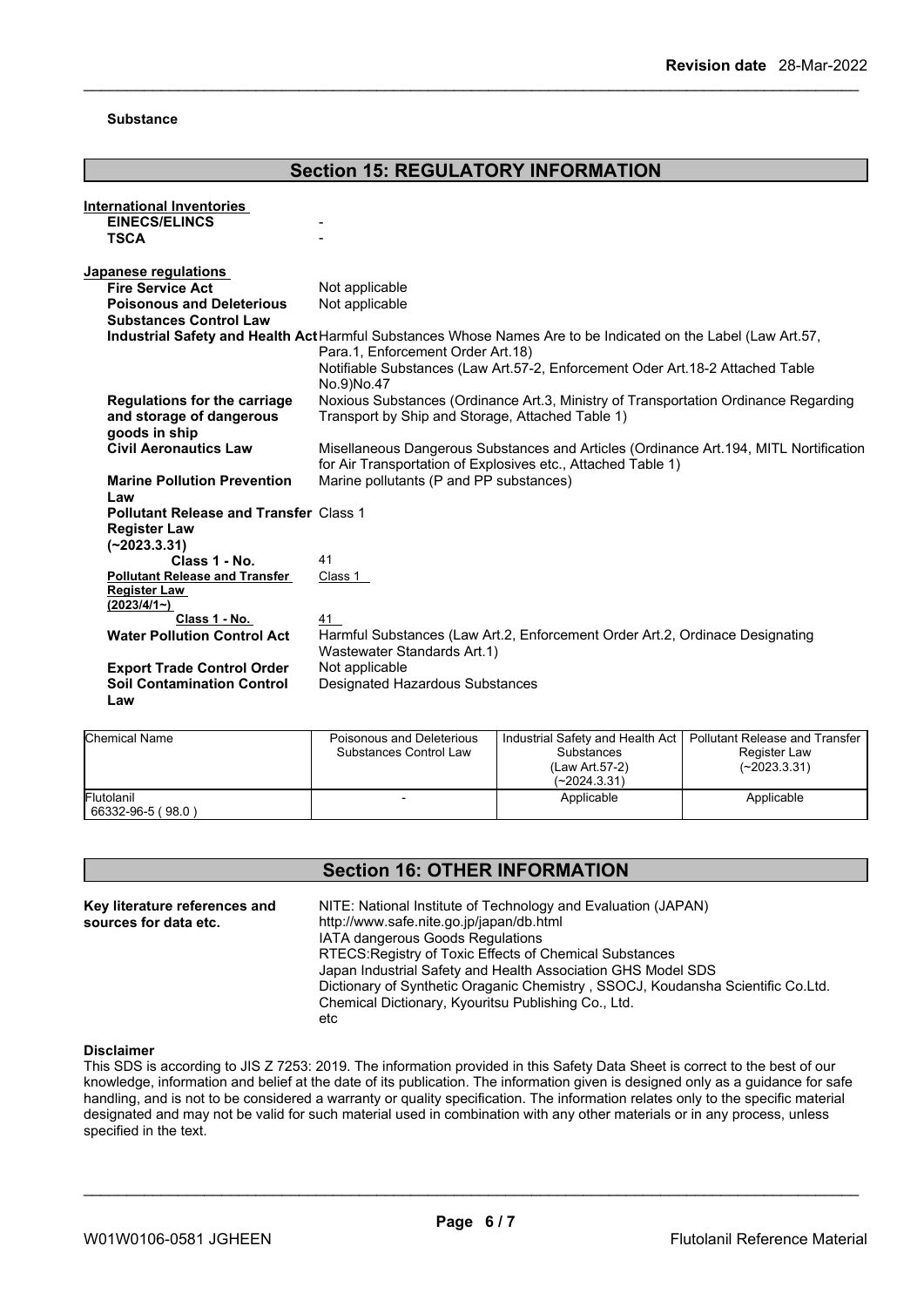**Substance**

## Section 15: REGULATORY INFORMATION

**International Inventories**

| | |
|---|---|
| **EINECS/ELINCS** | - |
| **TSCA** | - |

**Japanese regulations**

| | |
|---|---|
| **Fire Service Act** | Not applicable |
| **Poisonous and Deleterious Substances Control Law** | Not applicable |
| **Industrial Safety and Health Act** | Harmful Substances Whose Names Are to be Indicated on the Label (Law Art.57, Para.1, Enforcement Order Art.18)<br>Notifiable Substances (Law Art.57-2, Enforcement Oder Art.18-2 Attached Table No.9)No.47 |
| **Regulations for the carriage and storage of dangerous goods in ship** | Noxious Substances (Ordinance Art.3, Ministry of Transportation Ordinance Regarding Transport by Ship and Storage, Attached Table 1) |
| **Civil Aeronautics Law** | Misellaneous Dangerous Substances and Articles (Ordinance Art.194, MITL Nortification for Air Transportation of Explosives etc., Attached Table 1) |
| **Marine Pollution Prevention Law** | Marine pollutants (P and PP substances) |
| **Pollutant Release and Transfer Register Law (~2023.3.31)** | Class 1 |
| **Class 1 - No.** | 41 |
| **Pollutant Release and Transfer Register Law (2023/4/1~)** | Class 1 |
| **Class 1 - No.** | 41 |
| **Water Pollution Control Act** | Harmful Substances (Law Art.2, Enforcement Order Art.2, Ordinace Designating Wastewater Standards Art.1) |
| **Export Trade Control Order** | Not applicable |
| **Soil Contamination Control Law** | Designated Hazardous Substances |

| Chemical Name | Poisonous and Deleterious Substances Control Law | Industrial Safety and Health Act Substances (Law Art.57-2) (~2024.3.31) | Pollutant Release and Transfer Register Law (~2023.3.31) |
|---|---|---|---|
| Flutolanil 66332-96-5 ( 98.0 ) | - | Applicable | Applicable |

## Section 16: OTHER INFORMATION

| | |
|---|---|
| **Key literature references and sources for data etc.** | NITE: National Institute of Technology and Evaluation (JAPAN)<br>http://www.safe.nite.go.jp/japan/db.html<br>IATA dangerous Goods Regulations<br>RTECS:Registry of Toxic Effects of Chemical Substances<br>Japan Industrial Safety and Health Association GHS Model SDS<br>Dictionary of Synthetic Oraganic Chemistry , SSOCJ, Koudansha Scientific Co.Ltd.<br>Chemical Dictionary, Kyouritsu Publishing Co., Ltd.<br>etc |

**Disclaimer**

This SDS is according to JIS Z 7253: 2019. The information provided in this Safety Data Sheet is correct to the best of our knowledge, information and belief at the date of its publication. The information given is designed only as a guidance for safe handling, and is not to be considered a warranty or quality specification. The information relates only to the specific material designated and may not be valid for such material used in combination with any other materials or in any process, unless specified in the text.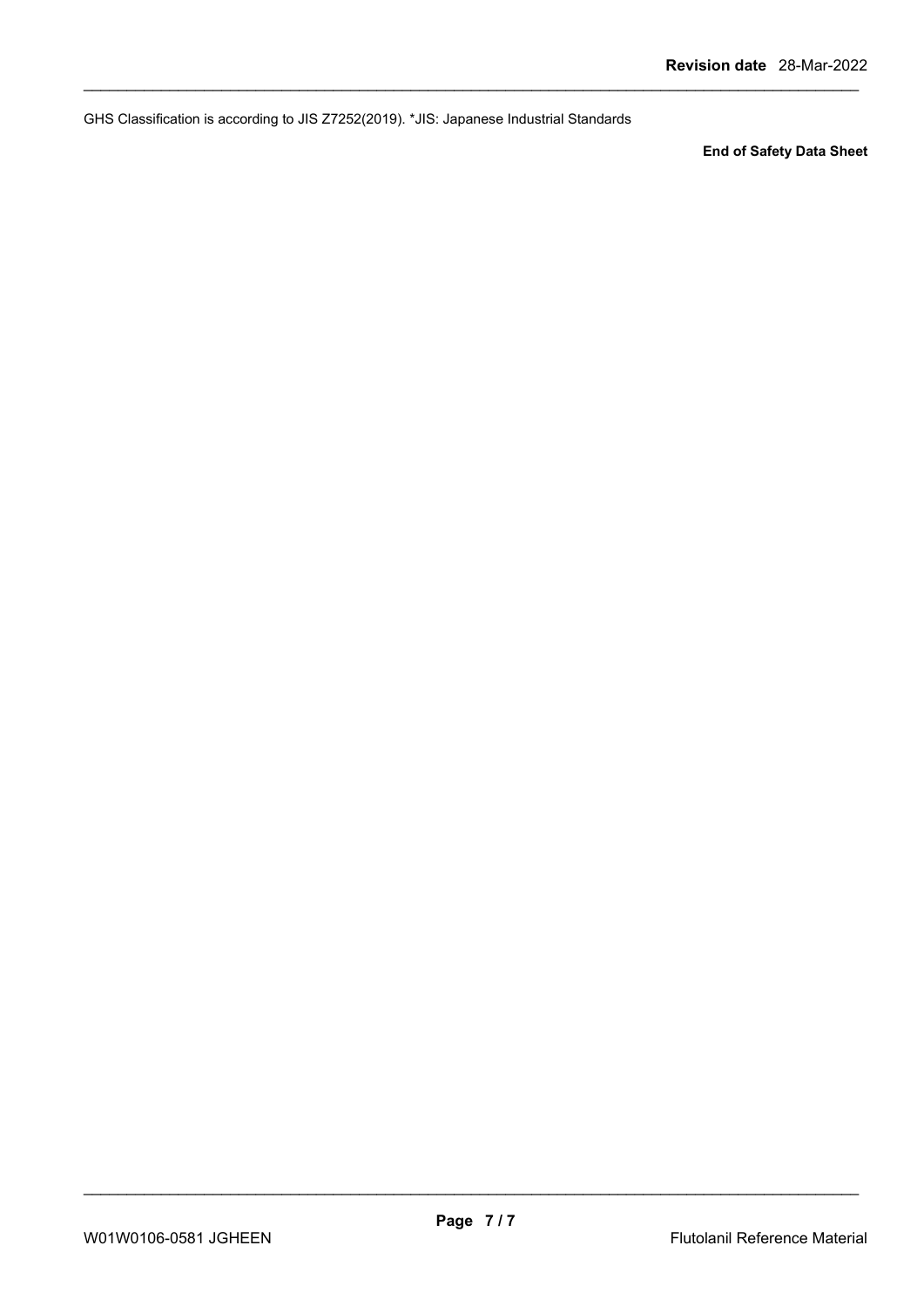GHS Classification is according to JIS Z7252(2019). *JIS: Japanese Industrial Standards

**End of Safety Data Sheet**